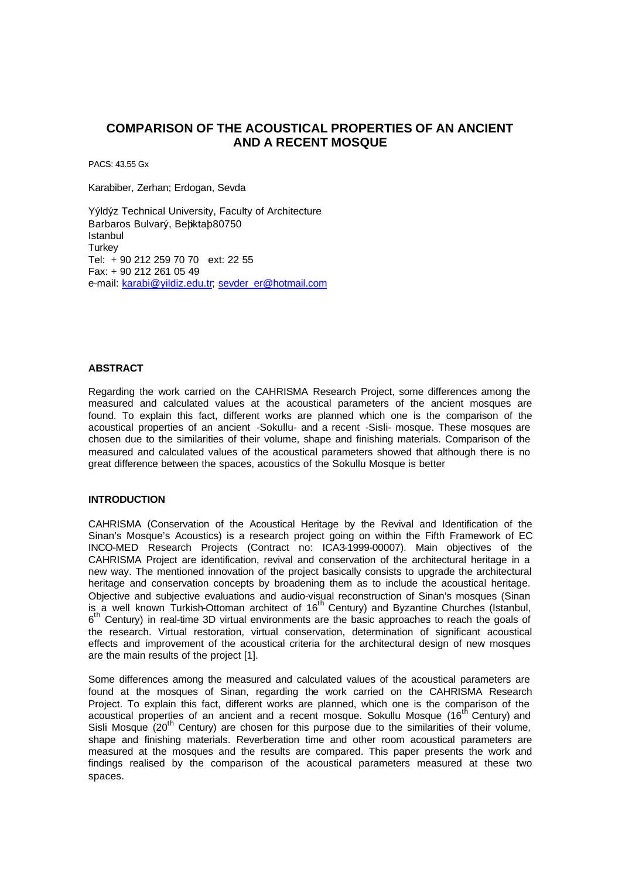# COMPARISON OF THE ACOUSTICAL PROPERTIES OF AN ANCIENT AND A RECENT MOSQUE

PACS: 43.55 Gx

Karabiber, Zerhan; Erdogan, Sevda

Yýldýz Technical University, Faculty of Architecture
Barbaros Bulvarý, Beþiktaþ 80750
Istanbul
Turkey
Tel: + 90 212 259 70 70 ext: 22 55
Fax: + 90 212 261 05 49
e-mail: karabi@yildiz.edu.tr; sevder_er@hotmail.com

## ABSTRACT

Regarding the work carried on the CAHRISMA Research Project, some differences among the measured and calculated values at the acoustical parameters of the ancient mosques are found. To explain this fact, different works are planned which one is the comparison of the acoustical properties of an ancient -Sokullu- and a recent -Sisli- mosque. These mosques are chosen due to the similarities of their volume, shape and finishing materials. Comparison of the measured and calculated values of the acoustical parameters showed that although there is no great difference between the spaces, acoustics of the Sokullu Mosque is better

## INTRODUCTION

CAHRISMA (Conservation of the Acoustical Heritage by the Revival and Identification of the Sinan's Mosque's Acoustics) is a research project going on within the Fifth Framework of EC INCO-MED Research Projects (Contract no: ICA3-1999-00007). Main objectives of the CAHRISMA Project are identification, revival and conservation of the architectural heritage in a new way. The mentioned innovation of the project basically consists to upgrade the architectural heritage and conservation concepts by broadening them as to include the acoustical heritage. Objective and subjective evaluations and audio-visual reconstruction of Sinan's mosques (Sinan is a well known Turkish-Ottoman architect of 16th Century) and Byzantine Churches (Istanbul, 6th Century) in real-time 3D virtual environments are the basic approaches to reach the goals of the research. Virtual restoration, virtual conservation, determination of significant acoustical effects and improvement of the acoustical criteria for the architectural design of new mosques are the main results of the project [1].

Some differences among the measured and calculated values of the acoustical parameters are found at the mosques of Sinan, regarding the work carried on the CAHRISMA Research Project. To explain this fact, different works are planned, which one is the comparison of the acoustical properties of an ancient and a recent mosque. Sokullu Mosque (16th Century) and Sisli Mosque (20th Century) are chosen for this purpose due to the similarities of their volume, shape and finishing materials. Reverberation time and other room acoustical parameters are measured at the mosques and the results are compared. This paper presents the work and findings realised by the comparison of the acoustical parameters measured at these two spaces.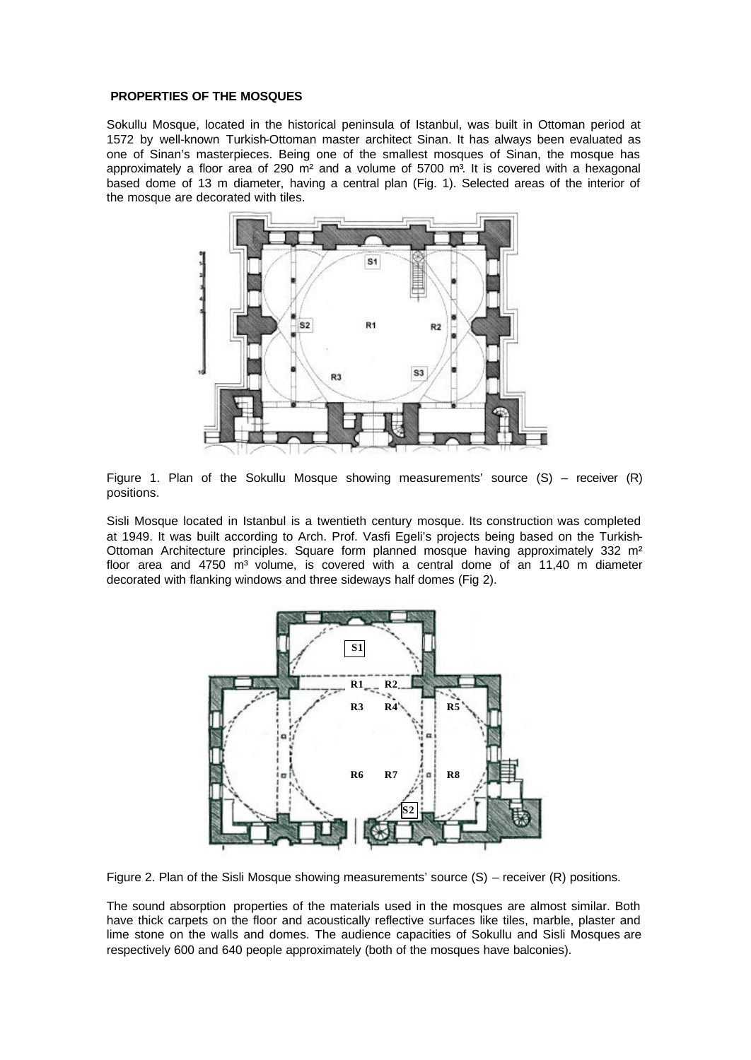## PROPERTIES OF THE MOSQUES

Sokullu Mosque, located in the historical peninsula of Istanbul, was built in Ottoman period at 1572 by well-known Turkish-Ottoman master architect Sinan. It has always been evaluated as one of Sinan's masterpieces. Being one of the smallest mosques of Sinan, the mosque has approximately a floor area of 290 m² and a volume of 5700 m³. It is covered with a hexagonal based dome of 13 m diameter, having a central plan (Fig. 1). Selected areas of the interior of the mosque are decorated with tiles.

Figure 1. Plan of the Sokullu Mosque showing measurements' source (S) – receiver (R) positions.

Sisli Mosque located in Istanbul is a twentieth century mosque. Its construction was completed at 1949. It was built according to Arch. Prof. Vasfi Egeli's projects being based on the Turkish-Ottoman Architecture principles. Square form planned mosque having approximately 332 m² floor area and 4750 m³ volume, is covered with a central dome of an 11,40 m diameter decorated with flanking windows and three sideways half domes (Fig 2).

Figure 2. Plan of the Sisli Mosque showing measurements' source (S) – receiver (R) positions.

The sound absorption properties of the materials used in the mosques are almost similar. Both have thick carpets on the floor and acoustically reflective surfaces like tiles, marble, plaster and lime stone on the walls and domes. The audience capacities of Sokullu and Sisli Mosques are respectively 600 and 640 people approximately (both of the mosques have balconies).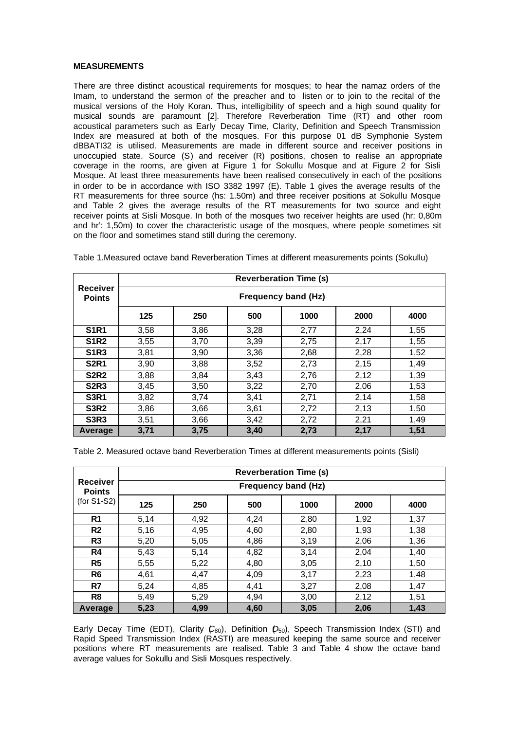**MEASUREMENTS**

There are three distinct acoustical requirements for mosques; to hear the namaz orders of the Imam, to understand the sermon of the preacher and to listen or to join to the recital of the musical versions of the Holy Koran. Thus, intelligibility of speech and a high sound quality for musical sounds are paramount [2]. Therefore Reverberation Time (RT) and other room acoustical parameters such as Early Decay Time, Clarity, Definition and Speech Transmission Index are measured at both of the mosques. For this purpose 01 dB Symphonie System dBBATI32 is utilised. Measurements are made in different source and receiver positions in unoccupied state. Source (S) and receiver (R) positions, chosen to realise an appropriate coverage in the rooms, are given at Figure 1 for Sokullu Mosque and at Figure 2 for Sisli Mosque. At least three measurements have been realised consecutively in each of the positions in order to be in accordance with ISO 3382 1997 (E). Table 1 gives the average results of the RT measurements for three source (hs: 1.50m) and three receiver positions at Sokullu Mosque and Table 2 gives the average results of the RT measurements for two source and eight receiver points at Sisli Mosque. In both of the mosques two receiver heights are used (hr: 0,80m and hr': 1,50m) to cover the characteristic usage of the mosques, where people sometimes sit on the floor and sometimes stand still during the ceremony.

Table 1.Measured octave band Reverberation Times at different measurements points (Sokullu)

| Receiver Points | Reverberation Time (s) | | | | | |
|---|---|---|---|---|---|---|
| | Frequency band (Hz) | | | | | |
| | 125 | 250 | 500 | 1000 | 2000 | 4000 |
| **S1R1** | 3,58 | 3,86 | 3,28 | 2,77 | 2,24 | 1,55 |
| **S1R2** | 3,55 | 3,70 | 3,39 | 2,75 | 2,17 | 1,55 |
| **S1R3** | 3,81 | 3,90 | 3,36 | 2,68 | 2,28 | 1,52 |
| **S2R1** | 3,90 | 3,88 | 3,52 | 2,73 | 2,15 | 1,49 |
| **S2R2** | 3,88 | 3,84 | 3,43 | 2,76 | 2,12 | 1,39 |
| **S2R3** | 3,45 | 3,50 | 3,22 | 2,70 | 2,06 | 1,53 |
| **S3R1** | 3,82 | 3,74 | 3,41 | 2,71 | 2,14 | 1,58 |
| **S3R2** | 3,86 | 3,66 | 3,61 | 2,72 | 2,13 | 1,50 |
| **S3R3** | 3,51 | 3,66 | 3,42 | 2,72 | 2,21 | 1,49 |
| **Average** | **3,71** | **3,75** | **3,40** | **2,73** | **2,17** | **1,51** |

Table 2. Measured octave band Reverberation Times at different measurements points (Sisli)

| Receiver Points (for S1-S2) | Reverberation Time (s) | | | | | |
|---|---|---|---|---|---|---|
| | Frequency band (Hz) | | | | | |
| | 125 | 250 | 500 | 1000 | 2000 | 4000 |
| **R1** | 5,14 | 4,92 | 4,24 | 2,80 | 1,92 | 1,37 |
| **R2** | 5,16 | 4,95 | 4,60 | 2,80 | 1,93 | 1,38 |
| **R3** | 5,20 | 5,05 | 4,86 | 3,19 | 2,06 | 1,36 |
| **R4** | 5,43 | 5,14 | 4,82 | 3,14 | 2,04 | 1,40 |
| **R5** | 5,55 | 5,22 | 4,80 | 3,05 | 2,10 | 1,50 |
| **R6** | 4,61 | 4,47 | 4,09 | 3,17 | 2,23 | 1,48 |
| **R7** | 5,24 | 4,85 | 4,41 | 3,27 | 2,08 | 1,47 |
| **R8** | 5,49 | 5,29 | 4,94 | 3,00 | 2,12 | 1,51 |
| **Average** | **5,23** | **4,99** | **4,60** | **3,05** | **2,06** | **1,43** |

Early Decay Time (EDT), Clarity ($C_{80}$), Definition ($D_{50}$), Speech Transmission Index (STI) and Rapid Speed Transmission Index (RASTI) are measured keeping the same source and receiver positions where RT measurements are realised. Table 3 and Table 4 show the octave band average values for Sokullu and Sisli Mosques respectively.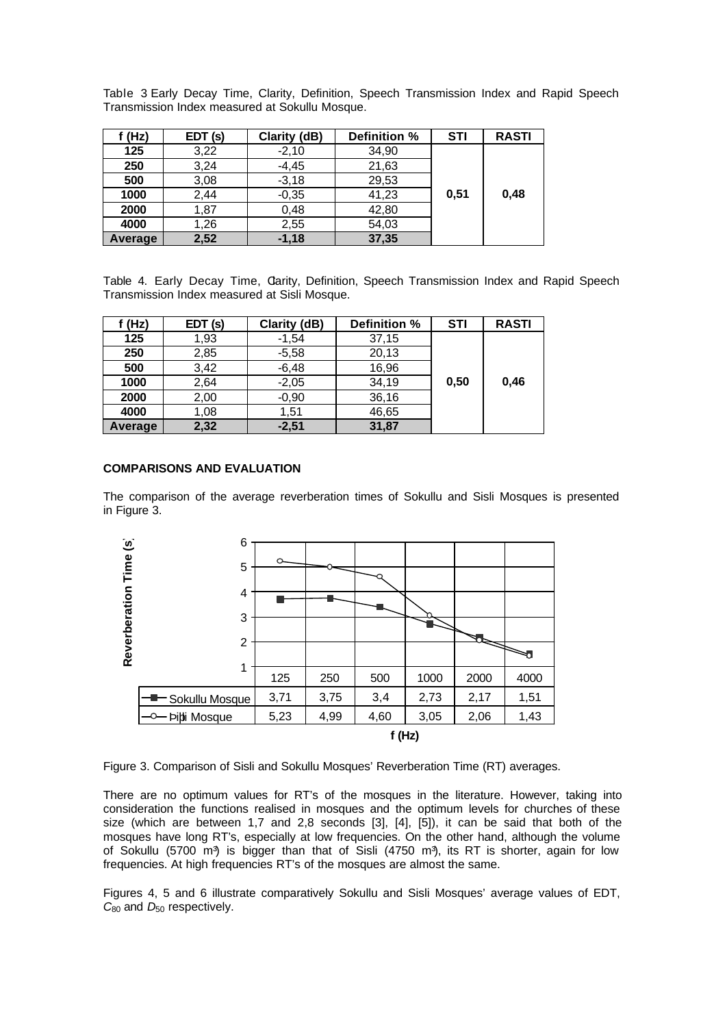Table 3 Early Decay Time, Clarity, Definition, Speech Transmission Index and Rapid Speech Transmission Index measured at Sokullu Mosque.

| f (Hz) | EDT (s) | Clarity (dB) | Definition % | STI | RASTI |
|---|---|---|---|---|---|
| 125 | 3,22 | -2,10 | 34,90 | 0,51 | 0,48 |
| 250 | 3,24 | -4,45 | 21,63 | | |
| 500 | 3,08 | -3,18 | 29,53 | | |
| 1000 | 2,44 | -0,35 | 41,23 | | |
| 2000 | 1,87 | 0,48 | 42,80 | | |
| 4000 | 1,26 | 2,55 | 54,03 | | |
| **Average** | **2,52** | **-1,18** | **37,35** | | |

Table 4. Early Decay Time, Clarity, Definition, Speech Transmission Index and Rapid Speech Transmission Index measured at Sisli Mosque.

| f (Hz) | EDT (s) | Clarity (dB) | Definition % | STI | RASTI |
|---|---|---|---|---|---|
| 125 | 1,93 | -1,54 | 37,15 | 0,50 | 0,46 |
| 250 | 2,85 | -5,58 | 20,13 | | |
| 500 | 3,42 | -6,48 | 16,96 | | |
| 1000 | 2,64 | -2,05 | 34,19 | | |
| 2000 | 2,00 | -0,90 | 36,16 | | |
| 4000 | 1,08 | 1,51 | 46,65 | | |
| **Average** | **2,32** | **-2,51** | **31,87** | | |

## COMPARISONS AND EVALUATION

The comparison of the average reverberation times of Sokullu and Sisli Mosques is presented in Figure 3.

| Reverberation Time (s) | 125 | 250 | 500 | 1000 | 2000 | 4000 |
|---|---|---|---|---|---|---|
| Sokullu Mosque | 3,71 | 3,75 | 3,4 | 2,73 | 2,17 | 1,51 |
| Þiþli Mosque | 5,23 | 4,99 | 4,60 | 3,05 | 2,06 | 1,43 |

f (Hz)

Figure 3. Comparison of Sisli and Sokullu Mosques' Reverberation Time (RT) averages.

There are no optimum values for RT's of the mosques in the literature. However, taking into consideration the functions realised in mosques and the optimum levels for churches of these size (which are between 1,7 and 2,8 seconds [3], [4], [5]), it can be said that both of the mosques have long RT's, especially at low frequencies. On the other hand, although the volume of Sokullu (5700 m³) is bigger than that of Sisli (4750 m³), its RT is shorter, again for low frequencies. At high frequencies RT's of the mosques are almost the same.

Figures 4, 5 and 6 illustrate comparatively Sokullu and Sisli Mosques' average values of EDT, $C_{80}$ and $D_{50}$ respectively.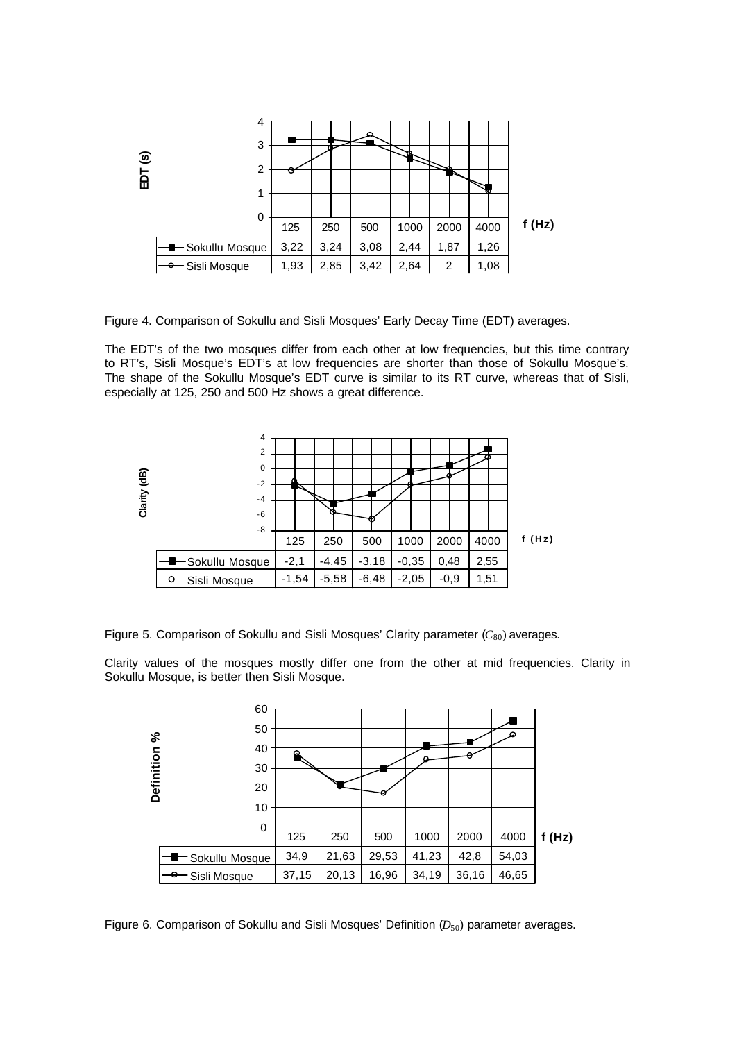| EDT (s) | 125 | 250 | 500 | 1000 | 2000 | 4000 |
|---|---|---|---|---|---|---|
| Sokullu Mosque | 3,22 | 3,24 | 3,08 | 2,44 | 1,87 | 1,26 |
| Sisli Mosque | 1,93 | 2,85 | 3,42 | 2,64 | 2 | 1,08 |

Figure 4. Comparison of Sokullu and Sisli Mosques' Early Decay Time (EDT) averages.

The EDT's of the two mosques differ from each other at low frequencies, but this time contrary to RT's, Sisli Mosque's EDT's at low frequencies are shorter than those of Sokullu Mosque's. The shape of the Sokullu Mosque's EDT curve is similar to its RT curve, whereas that of Sisli, especially at 125, 250 and 500 Hz shows a great difference.

| Clarity (dB) | 125 | 250 | 500 | 1000 | 2000 | 4000 |
|---|---|---|---|---|---|---|
| Sokullu Mosque | -2,1 | -4,45 | -3,18 | -0,35 | 0,48 | 2,55 |
| Sisli Mosque | -1,54 | -5,58 | -6,48 | -2,05 | -0,9 | 1,51 |

Figure 5. Comparison of Sokullu and Sisli Mosques' Clarity parameter ($C_{80}$) averages.

Clarity values of the mosques mostly differ one from the other at mid frequencies. Clarity in Sokullu Mosque, is better then Sisli Mosque.

| Definition % | 125 | 250 | 500 | 1000 | 2000 | 4000 |
|---|---|---|---|---|---|---|
| Sokullu Mosque | 34,9 | 21,63 | 29,53 | 41,23 | 42,8 | 54,03 |
| Sisli Mosque | 37,15 | 20,13 | 16,96 | 34,19 | 36,16 | 46,65 |

Figure 6. Comparison of Sokullu and Sisli Mosques' Definition ($D_{50}$) parameter averages.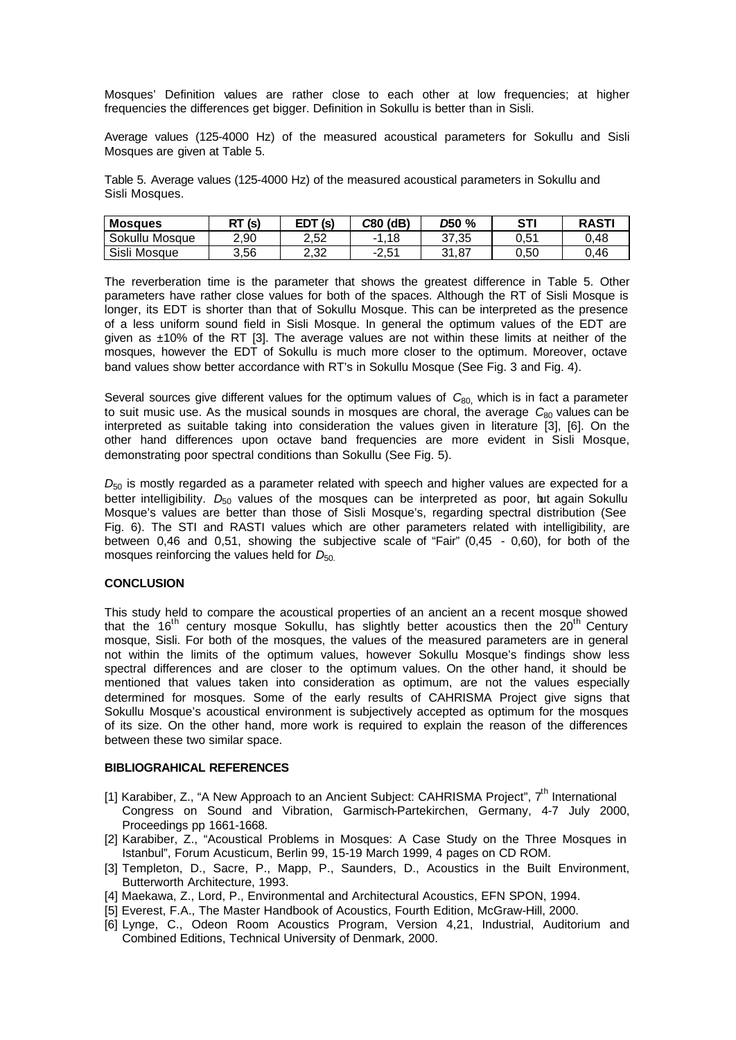Mosques' Definition values are rather close to each other at low frequencies; at higher frequencies the differences get bigger. Definition in Sokullu is better than in Sisli.

Average values (125-4000 Hz) of the measured acoustical parameters for Sokullu and Sisli Mosques are given at Table 5.

Table 5. Average values (125-4000 Hz) of the measured acoustical parameters in Sokullu and Sisli Mosques.

| **Mosques** | **RT (s)** | **EDT (s)** | ***C*80 (dB)** | ***D*50 %** | **STI** | **RASTI** |
|---|---|---|---|---|---|---|
| Sokullu Mosque | 2,90 | 2,52 | -1,18 | 37,35 | 0,51 | 0,48 |
| Sisli Mosque | 3,56 | 2,32 | -2,51 | 31,87 | 0,50 | 0,46 |

The reverberation time is the parameter that shows the greatest difference in Table 5. Other parameters have rather close values for both of the spaces. Although the RT of Sisli Mosque is longer, its EDT is shorter than that of Sokullu Mosque. This can be interpreted as the presence of a less uniform sound field in Sisli Mosque. In general the optimum values of the EDT are given as ±10% of the RT [3]. The average values are not within these limits at neither of the mosques, however the EDT of Sokullu is much more closer to the optimum. Moreover, octave band values show better accordance with RT's in Sokullu Mosque (See Fig. 3 and Fig. 4).

Several sources give different values for the optimum values of $C_{80}$, which is in fact a parameter to suit music use. As the musical sounds in mosques are choral, the average $C_{80}$ values can be interpreted as suitable taking into consideration the values given in literature [3], [6]. On the other hand differences upon octave band frequencies are more evident in Sisli Mosque, demonstrating poor spectral conditions than Sokullu (See Fig. 5).

$D_{50}$ is mostly regarded as a parameter related with speech and higher values are expected for a better intelligibility. $D_{50}$ values of the mosques can be interpreted as poor, but again Sokullu Mosque's values are better than those of Sisli Mosque's, regarding spectral distribution (See Fig. 6). The STI and RASTI values which are other parameters related with intelligibility, are between 0,46 and 0,51, showing the subjective scale of "Fair" (0,45 - 0,60), for both of the mosques reinforcing the values held for $D_{50}$.

**CONCLUSION**

This study held to compare the acoustical properties of an ancient an a recent mosque showed that the 16th century mosque Sokullu, has slightly better acoustics then the 20th Century mosque, Sisli. For both of the mosques, the values of the measured parameters are in general not within the limits of the optimum values, however Sokullu Mosque's findings show less spectral differences and are closer to the optimum values. On the other hand, it should be mentioned that values taken into consideration as optimum, are not the values especially determined for mosques. Some of the early results of CAHRISMA Project give signs that Sokullu Mosque's acoustical environment is subjectively accepted as optimum for the mosques of its size. On the other hand, more work is required to explain the reason of the differences between these two similar space.

**BIBLIOGRAHICAL REFERENCES**

[1] Karabiber, Z., "A New Approach to an Ancient Subject: CAHRISMA Project", 7th International Congress on Sound and Vibration, Garmisch-Partekirchen, Germany, 4-7 July 2000, Proceedings pp 1661-1668.

[2] Karabiber, Z., "Acoustical Problems in Mosques: A Case Study on the Three Mosques in Istanbul", Forum Acusticum, Berlin 99, 15-19 March 1999, 4 pages on CD ROM.

[3] Templeton, D., Sacre, P., Mapp, P., Saunders, D., Acoustics in the Built Environment, Butterworth Architecture, 1993.

[4] Maekawa, Z., Lord, P., Environmental and Architectural Acoustics, EFN SPON, 1994.

[5] Everest, F.A., The Master Handbook of Acoustics, Fourth Edition, McGraw-Hill, 2000.

[6] Lynge, C., Odeon Room Acoustics Program, Version 4,21, Industrial, Auditorium and Combined Editions, Technical University of Denmark, 2000.